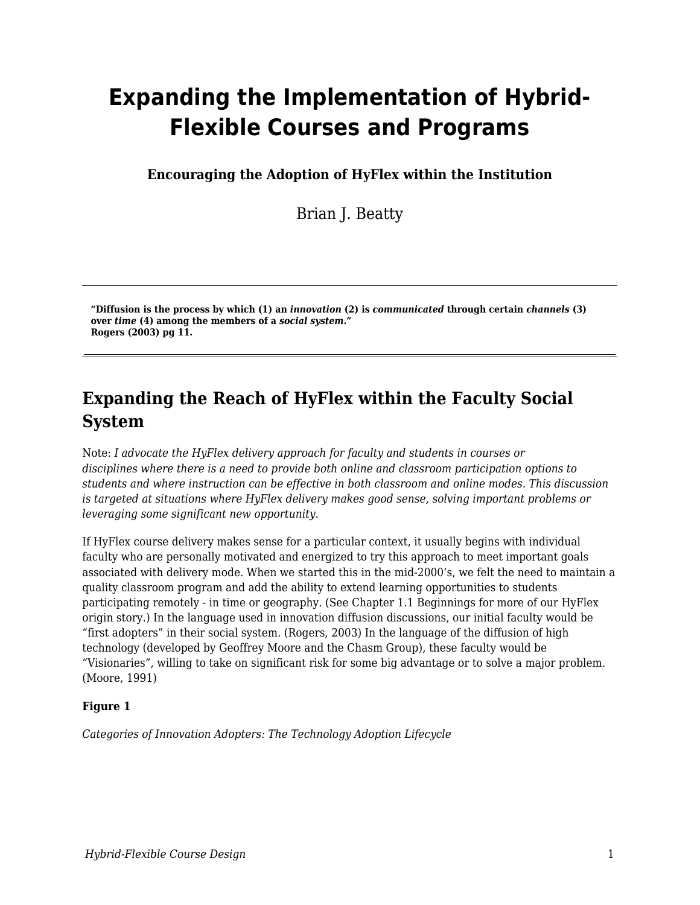# Expanding the Implementation of Hybrid-Flexible Courses and Programs

**Encouraging the Adoption of HyFlex within the Institution**

Brian J. Beatty

---

**"Diffusion is the process by which (1) an *innovation* (2) is *communicated* through certain *channels* (3) over *time* (4) among the members of a *social system*."**
**Rogers (2003) pg 11.**

---

## Expanding the Reach of HyFlex within the Faculty Social System

Note: *I advocate the HyFlex delivery approach for faculty and students in courses or disciplines where there is a need to provide both online and classroom participation options to students and where instruction can be effective in both classroom and online modes. This discussion is targeted at situations where HyFlex delivery makes good sense, solving important problems or leveraging some significant new opportunity.*

If HyFlex course delivery makes sense for a particular context, it usually begins with individual faculty who are personally motivated and energized to try this approach to meet important goals associated with delivery mode. When we started this in the mid-2000's, we felt the need to maintain a quality classroom program and add the ability to extend learning opportunities to students participating remotely - in time or geography. (See Chapter 1.1 Beginnings for more of our HyFlex origin story.) In the language used in innovation diffusion discussions, our initial faculty would be "first adopters" in their social system. (Rogers, 2003) In the language of the diffusion of high technology (developed by Geoffrey Moore and the Chasm Group), these faculty would be "Visionaries", willing to take on significant risk for some big advantage or to solve a major problem. (Moore, 1991)

**Figure 1**

*Categories of Innovation Adopters: The Technology Adoption Lifecycle*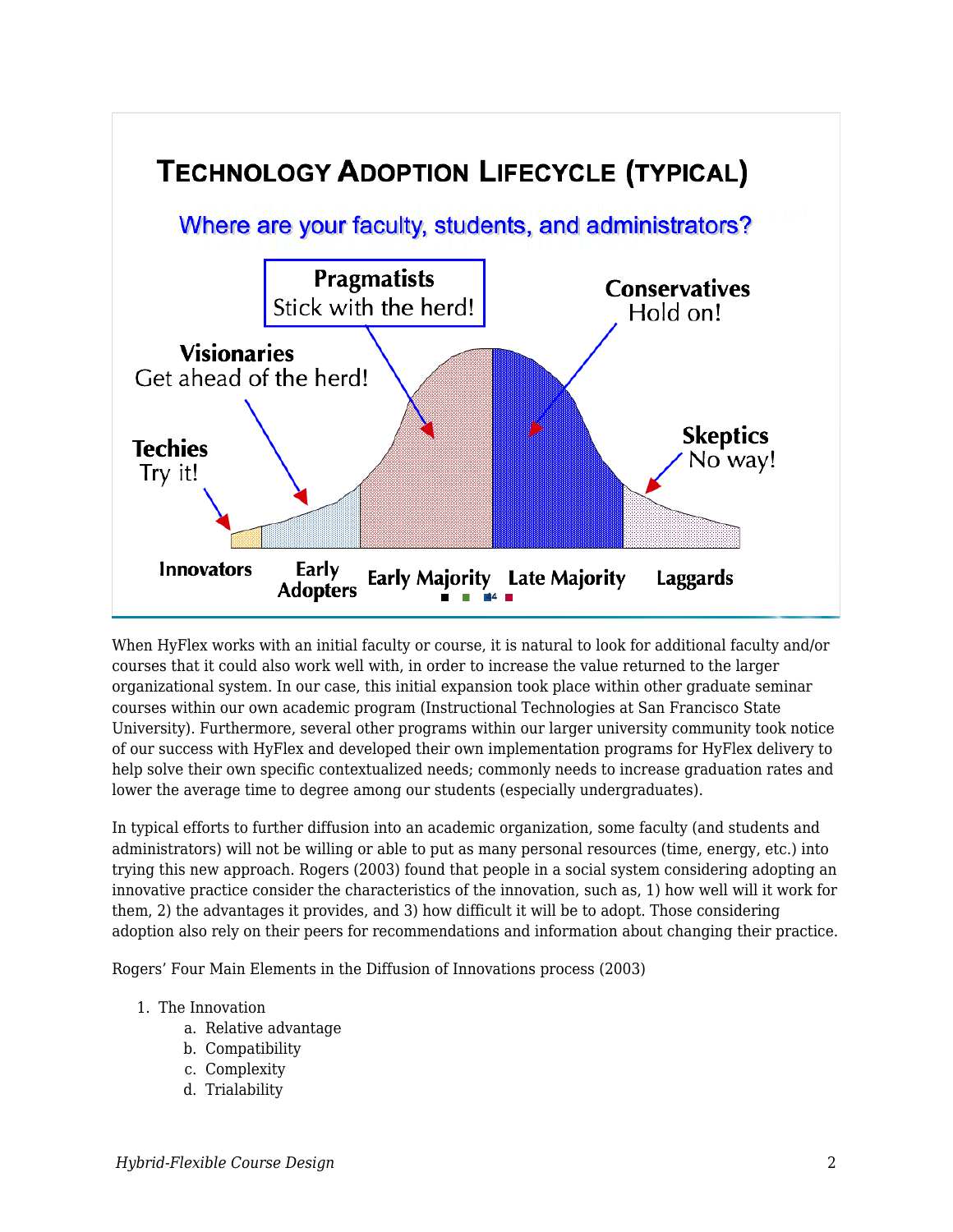When HyFlex works with an initial faculty or course, it is natural to look for additional faculty and/or courses that it could also work well with, in order to increase the value returned to the larger organizational system. In our case, this initial expansion took place within other graduate seminar courses within our own academic program (Instructional Technologies at San Francisco State University). Furthermore, several other programs within our larger university community took notice of our success with HyFlex and developed their own implementation programs for HyFlex delivery to help solve their own specific contextualized needs; commonly needs to increase graduation rates and lower the average time to degree among our students (especially undergraduates).

In typical efforts to further diffusion into an academic organization, some faculty (and students and administrators) will not be willing or able to put as many personal resources (time, energy, etc.) into trying this new approach. Rogers (2003) found that people in a social system considering adopting an innovative practice consider the characteristics of the innovation, such as, 1) how well will it work for them, 2) the advantages it provides, and 3) how difficult it will be to adopt. Those considering adoption also rely on their peers for recommendations and information about changing their practice.

Rogers' Four Main Elements in the Diffusion of Innovations process (2003)

1. The Innovation
    a. Relative advantage
    b. Compatibility
    c. Complexity
    d. Trialability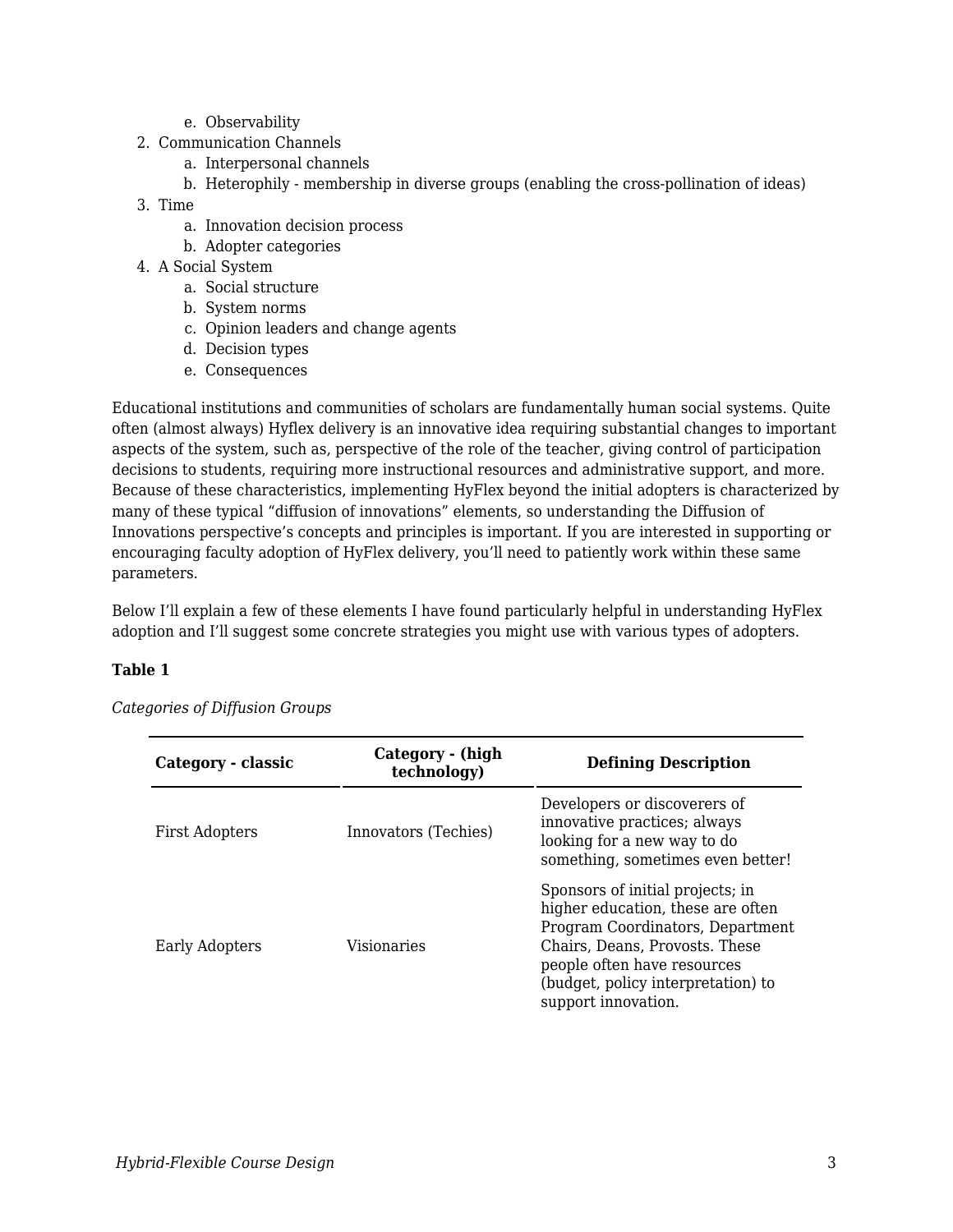e. Observability

2. Communication Channels
   a. Interpersonal channels
   b. Heterophily - membership in diverse groups (enabling the cross-pollination of ideas)
3. Time
   a. Innovation decision process
   b. Adopter categories
4. A Social System
   a. Social structure
   b. System norms
   c. Opinion leaders and change agents
   d. Decision types
   e. Consequences

Educational institutions and communities of scholars are fundamentally human social systems. Quite often (almost always) Hyflex delivery is an innovative idea requiring substantial changes to important aspects of the system, such as, perspective of the role of the teacher, giving control of participation decisions to students, requiring more instructional resources and administrative support, and more. Because of these characteristics, implementing HyFlex beyond the initial adopters is characterized by many of these typical "diffusion of innovations" elements, so understanding the Diffusion of Innovations perspective's concepts and principles is important. If you are interested in supporting or encouraging faculty adoption of HyFlex delivery, you'll need to patiently work within these same parameters.

Below I'll explain a few of these elements I have found particularly helpful in understanding HyFlex adoption and I'll suggest some concrete strategies you might use with various types of adopters.

**Table 1**

*Categories of Diffusion Groups*

| Category - classic | Category - (high technology) | Defining Description |
|---|---|---|
| First Adopters | Innovators (Techies) | Developers or discoverers of innovative practices; always looking for a new way to do something, sometimes even better! |
| Early Adopters | Visionaries | Sponsors of initial projects; in higher education, these are often Program Coordinators, Department Chairs, Deans, Provosts. These people often have resources (budget, policy interpretation) to support innovation. |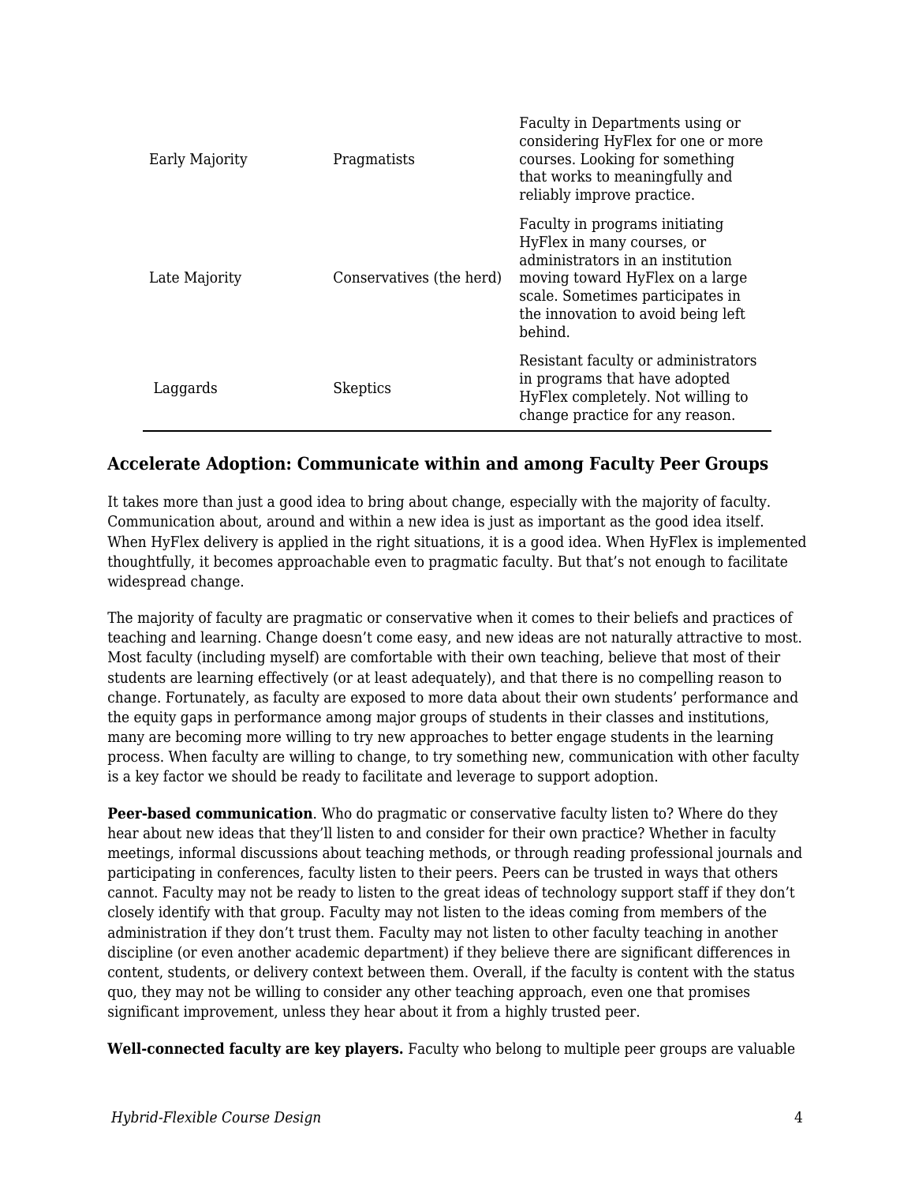| | | |
|---|---|---|
| Early Majority | Pragmatists | Faculty in Departments using or considering HyFlex for one or more courses. Looking for something that works to meaningfully and reliably improve practice. |
| Late Majority | Conservatives (the herd) | Faculty in programs initiating HyFlex in many courses, or administrators in an institution moving toward HyFlex on a large scale. Sometimes participates in the innovation to avoid being left behind. |
| Laggards | Skeptics | Resistant faculty or administrators in programs that have adopted HyFlex completely. Not willing to change practice for any reason. |

### Accelerate Adoption: Communicate within and among Faculty Peer Groups

It takes more than just a good idea to bring about change, especially with the majority of faculty. Communication about, around and within a new idea is just as important as the good idea itself. When HyFlex delivery is applied in the right situations, it is a good idea. When HyFlex is implemented thoughtfully, it becomes approachable even to pragmatic faculty. But that's not enough to facilitate widespread change.

The majority of faculty are pragmatic or conservative when it comes to their beliefs and practices of teaching and learning. Change doesn't come easy, and new ideas are not naturally attractive to most. Most faculty (including myself) are comfortable with their own teaching, believe that most of their students are learning effectively (or at least adequately), and that there is no compelling reason to change. Fortunately, as faculty are exposed to more data about their own students' performance and the equity gaps in performance among major groups of students in their classes and institutions, many are becoming more willing to try new approaches to better engage students in the learning process. When faculty are willing to change, to try something new, communication with other faculty is a key factor we should be ready to facilitate and leverage to support adoption.

**Peer-based communication**. Who do pragmatic or conservative faculty listen to? Where do they hear about new ideas that they'll listen to and consider for their own practice? Whether in faculty meetings, informal discussions about teaching methods, or through reading professional journals and participating in conferences, faculty listen to their peers. Peers can be trusted in ways that others cannot. Faculty may not be ready to listen to the great ideas of technology support staff if they don't closely identify with that group. Faculty may not listen to the ideas coming from members of the administration if they don't trust them. Faculty may not listen to other faculty teaching in another discipline (or even another academic department) if they believe there are significant differences in content, students, or delivery context between them. Overall, if the faculty is content with the status quo, they may not be willing to consider any other teaching approach, even one that promises significant improvement, unless they hear about it from a highly trusted peer.

**Well-connected faculty are key players.** Faculty who belong to multiple peer groups are valuable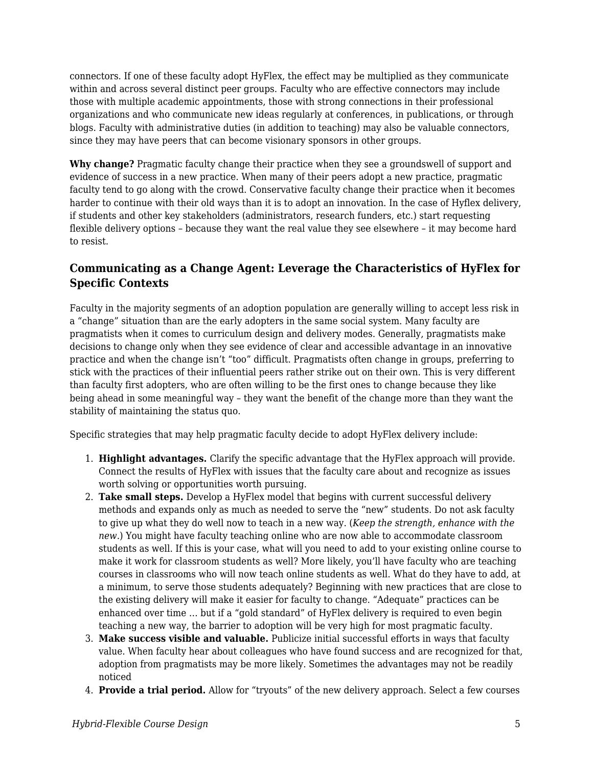connectors. If one of these faculty adopt HyFlex, the effect may be multiplied as they communicate within and across several distinct peer groups. Faculty who are effective connectors may include those with multiple academic appointments, those with strong connections in their professional organizations and who communicate new ideas regularly at conferences, in publications, or through blogs. Faculty with administrative duties (in addition to teaching) may also be valuable connectors, since they may have peers that can become visionary sponsors in other groups.

**Why change?** Pragmatic faculty change their practice when they see a groundswell of support and evidence of success in a new practice. When many of their peers adopt a new practice, pragmatic faculty tend to go along with the crowd. Conservative faculty change their practice when it becomes harder to continue with their old ways than it is to adopt an innovation. In the case of Hyflex delivery, if students and other key stakeholders (administrators, research funders, etc.) start requesting flexible delivery options – because they want the real value they see elsewhere – it may become hard to resist.

### Communicating as a Change Agent: Leverage the Characteristics of HyFlex for Specific Contexts

Faculty in the majority segments of an adoption population are generally willing to accept less risk in a "change" situation than are the early adopters in the same social system. Many faculty are pragmatists when it comes to curriculum design and delivery modes. Generally, pragmatists make decisions to change only when they see evidence of clear and accessible advantage in an innovative practice and when the change isn't "too" difficult. Pragmatists often change in groups, preferring to stick with the practices of their influential peers rather strike out on their own. This is very different than faculty first adopters, who are often willing to be the first ones to change because they like being ahead in some meaningful way – they want the benefit of the change more than they want the stability of maintaining the status quo.

Specific strategies that may help pragmatic faculty decide to adopt HyFlex delivery include:

1. **Highlight advantages.** Clarify the specific advantage that the HyFlex approach will provide. Connect the results of HyFlex with issues that the faculty care about and recognize as issues worth solving or opportunities worth pursuing.
2. **Take small steps.** Develop a HyFlex model that begins with current successful delivery methods and expands only as much as needed to serve the "new" students. Do not ask faculty to give up what they do well now to teach in a new way. (*Keep the strength, enhance with the new*.) You might have faculty teaching online who are now able to accommodate classroom students as well. If this is your case, what will you need to add to your existing online course to make it work for classroom students as well? More likely, you'll have faculty who are teaching courses in classrooms who will now teach online students as well. What do they have to add, at a minimum, to serve those students adequately? Beginning with new practices that are close to the existing delivery will make it easier for faculty to change. "Adequate" practices can be enhanced over time ... but if a "gold standard" of HyFlex delivery is required to even begin teaching a new way, the barrier to adoption will be very high for most pragmatic faculty.
3. **Make success visible and valuable.** Publicize initial successful efforts in ways that faculty value. When faculty hear about colleagues who have found success and are recognized for that, adoption from pragmatists may be more likely. Sometimes the advantages may not be readily noticed
4. **Provide a trial period.** Allow for "tryouts" of the new delivery approach. Select a few courses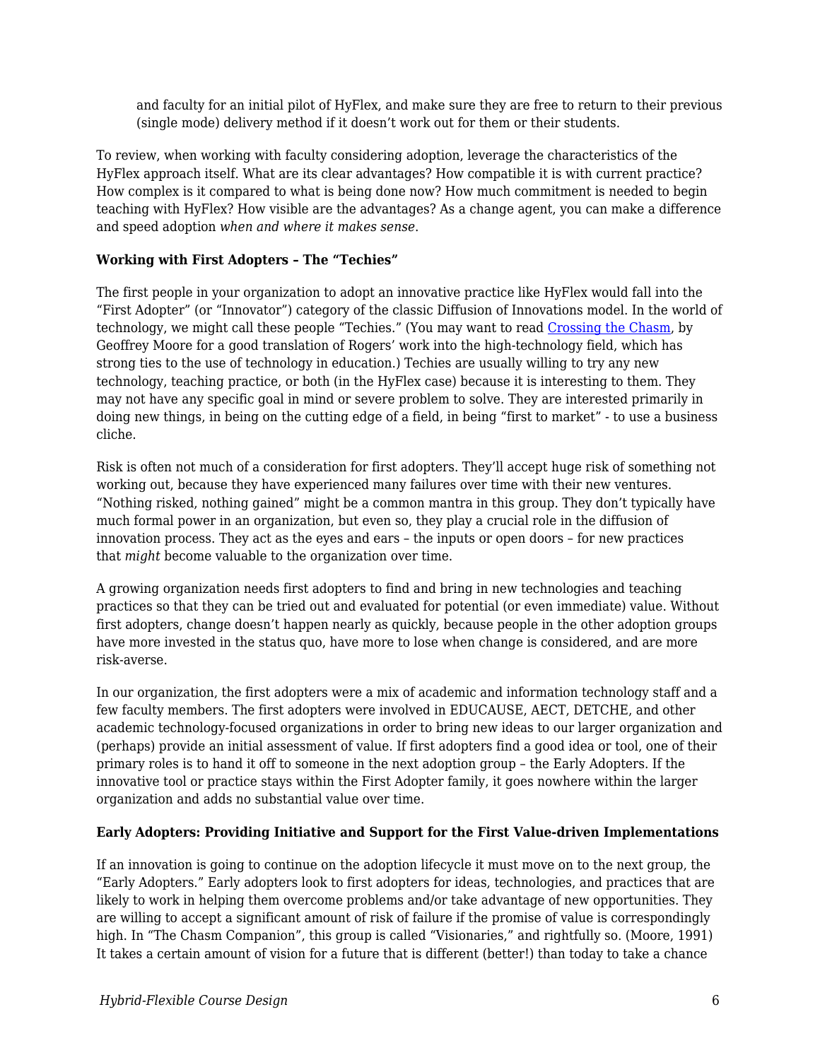and faculty for an initial pilot of HyFlex, and make sure they are free to return to their previous (single mode) delivery method if it doesn't work out for them or their students.

To review, when working with faculty considering adoption, leverage the characteristics of the HyFlex approach itself. What are its clear advantages? How compatible it is with current practice? How complex is it compared to what is being done now? How much commitment is needed to begin teaching with HyFlex? How visible are the advantages? As a change agent, you can make a difference and speed adoption *when and where it makes sense*.

**Working with First Adopters – The "Techies"**

The first people in your organization to adopt an innovative practice like HyFlex would fall into the "First Adopter" (or "Innovator") category of the classic Diffusion of Innovations model. In the world of technology, we might call these people "Techies." (You may want to read [Crossing the Chasm](), by Geoffrey Moore for a good translation of Rogers' work into the high-technology field, which has strong ties to the use of technology in education.) Techies are usually willing to try any new technology, teaching practice, or both (in the HyFlex case) because it is interesting to them. They may not have any specific goal in mind or severe problem to solve. They are interested primarily in doing new things, in being on the cutting edge of a field, in being "first to market" - to use a business cliche.

Risk is often not much of a consideration for first adopters. They'll accept huge risk of something not working out, because they have experienced many failures over time with their new ventures. "Nothing risked, nothing gained" might be a common mantra in this group. They don't typically have much formal power in an organization, but even so, they play a crucial role in the diffusion of innovation process. They act as the eyes and ears – the inputs or open doors – for new practices that *might* become valuable to the organization over time.

A growing organization needs first adopters to find and bring in new technologies and teaching practices so that they can be tried out and evaluated for potential (or even immediate) value. Without first adopters, change doesn't happen nearly as quickly, because people in the other adoption groups have more invested in the status quo, have more to lose when change is considered, and are more risk-averse.

In our organization, the first adopters were a mix of academic and information technology staff and a few faculty members. The first adopters were involved in EDUCAUSE, AECT, DETCHE, and other academic technology-focused organizations in order to bring new ideas to our larger organization and (perhaps) provide an initial assessment of value. If first adopters find a good idea or tool, one of their primary roles is to hand it off to someone in the next adoption group – the Early Adopters. If the innovative tool or practice stays within the First Adopter family, it goes nowhere within the larger organization and adds no substantial value over time.

**Early Adopters: Providing Initiative and Support for the First Value-driven Implementations**

If an innovation is going to continue on the adoption lifecycle it must move on to the next group, the "Early Adopters." Early adopters look to first adopters for ideas, technologies, and practices that are likely to work in helping them overcome problems and/or take advantage of new opportunities. They are willing to accept a significant amount of risk of failure if the promise of value is correspondingly high. In "The Chasm Companion", this group is called "Visionaries," and rightfully so. (Moore, 1991) It takes a certain amount of vision for a future that is different (better!) than today to take a chance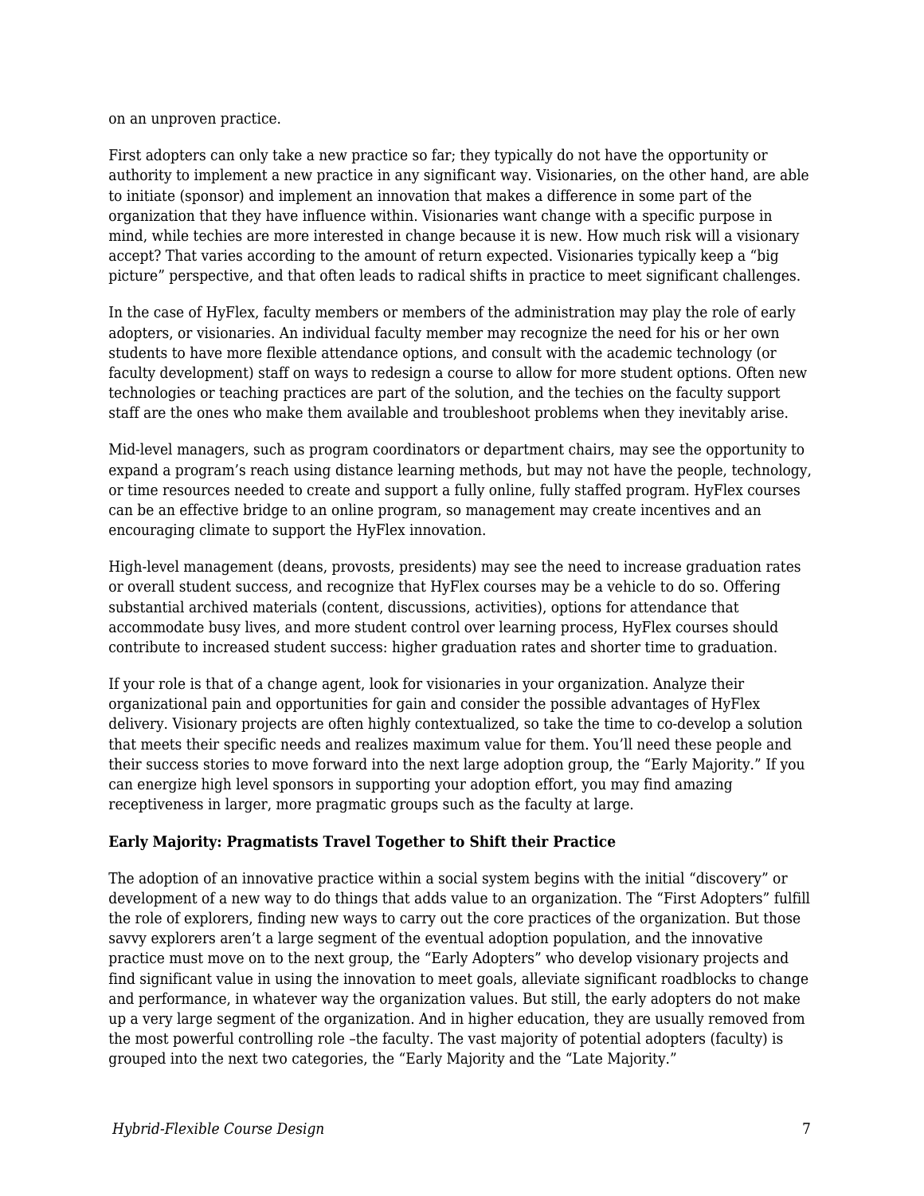on an unproven practice.

First adopters can only take a new practice so far; they typically do not have the opportunity or authority to implement a new practice in any significant way. Visionaries, on the other hand, are able to initiate (sponsor) and implement an innovation that makes a difference in some part of the organization that they have influence within. Visionaries want change with a specific purpose in mind, while techies are more interested in change because it is new. How much risk will a visionary accept? That varies according to the amount of return expected. Visionaries typically keep a "big picture" perspective, and that often leads to radical shifts in practice to meet significant challenges.

In the case of HyFlex, faculty members or members of the administration may play the role of early adopters, or visionaries. An individual faculty member may recognize the need for his or her own students to have more flexible attendance options, and consult with the academic technology (or faculty development) staff on ways to redesign a course to allow for more student options. Often new technologies or teaching practices are part of the solution, and the techies on the faculty support staff are the ones who make them available and troubleshoot problems when they inevitably arise.

Mid-level managers, such as program coordinators or department chairs, may see the opportunity to expand a program's reach using distance learning methods, but may not have the people, technology, or time resources needed to create and support a fully online, fully staffed program. HyFlex courses can be an effective bridge to an online program, so management may create incentives and an encouraging climate to support the HyFlex innovation.

High-level management (deans, provosts, presidents) may see the need to increase graduation rates or overall student success, and recognize that HyFlex courses may be a vehicle to do so. Offering substantial archived materials (content, discussions, activities), options for attendance that accommodate busy lives, and more student control over learning process, HyFlex courses should contribute to increased student success: higher graduation rates and shorter time to graduation.

If your role is that of a change agent, look for visionaries in your organization. Analyze their organizational pain and opportunities for gain and consider the possible advantages of HyFlex delivery. Visionary projects are often highly contextualized, so take the time to co-develop a solution that meets their specific needs and realizes maximum value for them. You'll need these people and their success stories to move forward into the next large adoption group, the "Early Majority." If you can energize high level sponsors in supporting your adoption effort, you may find amazing receptiveness in larger, more pragmatic groups such as the faculty at large.

**Early Majority: Pragmatists Travel Together to Shift their Practice**

The adoption of an innovative practice within a social system begins with the initial "discovery" or development of a new way to do things that adds value to an organization. The "First Adopters" fulfill the role of explorers, finding new ways to carry out the core practices of the organization. But those savvy explorers aren't a large segment of the eventual adoption population, and the innovative practice must move on to the next group, the "Early Adopters" who develop visionary projects and find significant value in using the innovation to meet goals, alleviate significant roadblocks to change and performance, in whatever way the organization values. But still, the early adopters do not make up a very large segment of the organization. And in higher education, they are usually removed from the most powerful controlling role –the faculty. The vast majority of potential adopters (faculty) is grouped into the next two categories, the "Early Majority and the "Late Majority."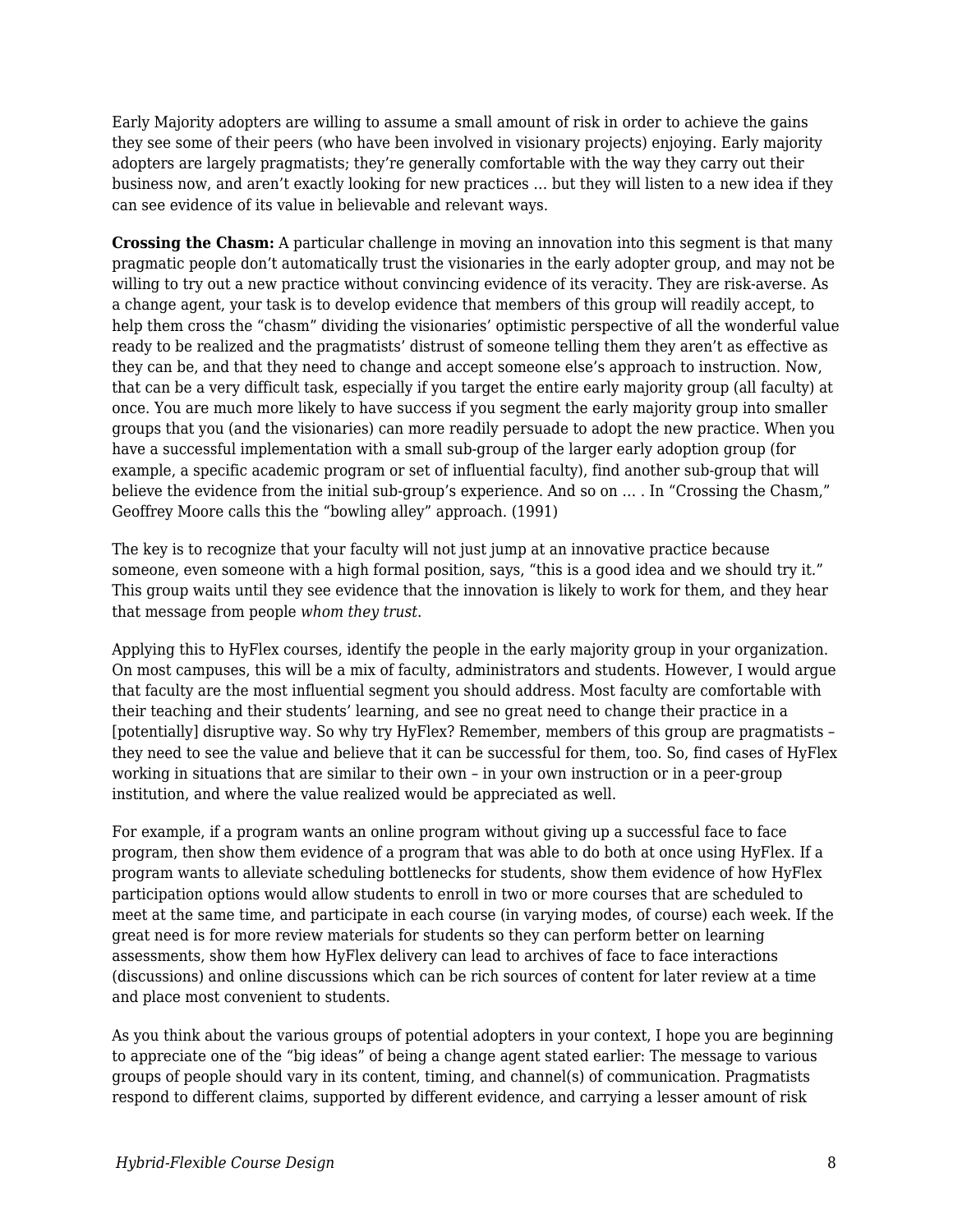Early Majority adopters are willing to assume a small amount of risk in order to achieve the gains they see some of their peers (who have been involved in visionary projects) enjoying. Early majority adopters are largely pragmatists; they're generally comfortable with the way they carry out their business now, and aren't exactly looking for new practices … but they will listen to a new idea if they can see evidence of its value in believable and relevant ways.

**Crossing the Chasm:** A particular challenge in moving an innovation into this segment is that many pragmatic people don't automatically trust the visionaries in the early adopter group, and may not be willing to try out a new practice without convincing evidence of its veracity. They are risk-averse. As a change agent, your task is to develop evidence that members of this group will readily accept, to help them cross the "chasm" dividing the visionaries' optimistic perspective of all the wonderful value ready to be realized and the pragmatists' distrust of someone telling them they aren't as effective as they can be, and that they need to change and accept someone else's approach to instruction. Now, that can be a very difficult task, especially if you target the entire early majority group (all faculty) at once. You are much more likely to have success if you segment the early majority group into smaller groups that you (and the visionaries) can more readily persuade to adopt the new practice. When you have a successful implementation with a small sub-group of the larger early adoption group (for example, a specific academic program or set of influential faculty), find another sub-group that will believe the evidence from the initial sub-group's experience. And so on … . In "Crossing the Chasm," Geoffrey Moore calls this the "bowling alley" approach. (1991)

The key is to recognize that your faculty will not just jump at an innovative practice because someone, even someone with a high formal position, says, "this is a good idea and we should try it." This group waits until they see evidence that the innovation is likely to work for them, and they hear that message from people *whom they trust.*

Applying this to HyFlex courses, identify the people in the early majority group in your organization. On most campuses, this will be a mix of faculty, administrators and students. However, I would argue that faculty are the most influential segment you should address. Most faculty are comfortable with their teaching and their students' learning, and see no great need to change their practice in a [potentially] disruptive way. So why try HyFlex? Remember, members of this group are pragmatists – they need to see the value and believe that it can be successful for them, too. So, find cases of HyFlex working in situations that are similar to their own – in your own instruction or in a peer-group institution, and where the value realized would be appreciated as well.

For example, if a program wants an online program without giving up a successful face to face program, then show them evidence of a program that was able to do both at once using HyFlex. If a program wants to alleviate scheduling bottlenecks for students, show them evidence of how HyFlex participation options would allow students to enroll in two or more courses that are scheduled to meet at the same time, and participate in each course (in varying modes, of course) each week. If the great need is for more review materials for students so they can perform better on learning assessments, show them how HyFlex delivery can lead to archives of face to face interactions (discussions) and online discussions which can be rich sources of content for later review at a time and place most convenient to students.

As you think about the various groups of potential adopters in your context, I hope you are beginning to appreciate one of the "big ideas" of being a change agent stated earlier: The message to various groups of people should vary in its content, timing, and channel(s) of communication. Pragmatists respond to different claims, supported by different evidence, and carrying a lesser amount of risk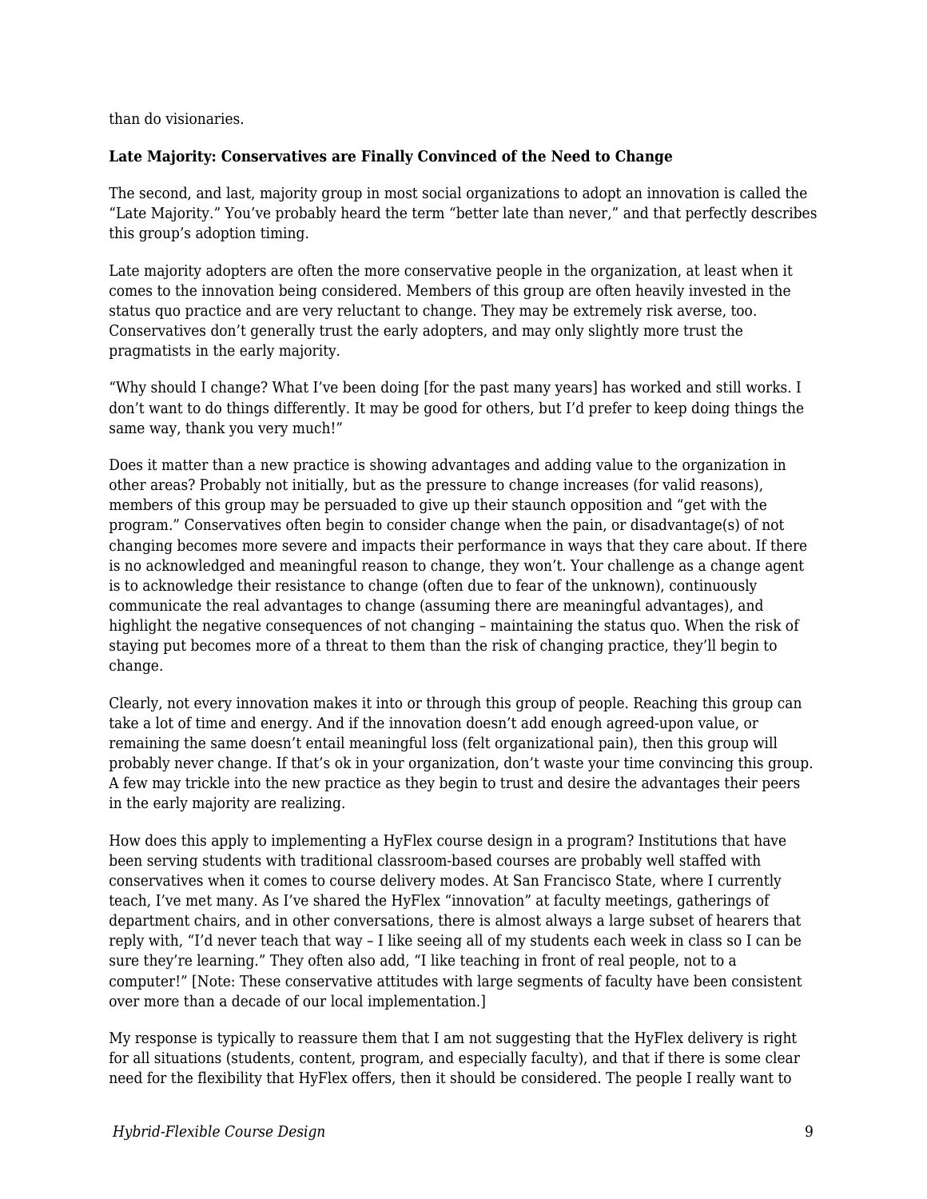than do visionaries.

**Late Majority: Conservatives are Finally Convinced of the Need to Change**

The second, and last, majority group in most social organizations to adopt an innovation is called the "Late Majority." You've probably heard the term "better late than never," and that perfectly describes this group's adoption timing.

Late majority adopters are often the more conservative people in the organization, at least when it comes to the innovation being considered. Members of this group are often heavily invested in the status quo practice and are very reluctant to change. They may be extremely risk averse, too. Conservatives don't generally trust the early adopters, and may only slightly more trust the pragmatists in the early majority.

"Why should I change? What I've been doing [for the past many years] has worked and still works. I don't want to do things differently. It may be good for others, but I'd prefer to keep doing things the same way, thank you very much!"

Does it matter than a new practice is showing advantages and adding value to the organization in other areas? Probably not initially, but as the pressure to change increases (for valid reasons), members of this group may be persuaded to give up their staunch opposition and "get with the program." Conservatives often begin to consider change when the pain, or disadvantage(s) of not changing becomes more severe and impacts their performance in ways that they care about. If there is no acknowledged and meaningful reason to change, they won't. Your challenge as a change agent is to acknowledge their resistance to change (often due to fear of the unknown), continuously communicate the real advantages to change (assuming there are meaningful advantages), and highlight the negative consequences of not changing – maintaining the status quo. When the risk of staying put becomes more of a threat to them than the risk of changing practice, they'll begin to change.

Clearly, not every innovation makes it into or through this group of people. Reaching this group can take a lot of time and energy. And if the innovation doesn't add enough agreed-upon value, or remaining the same doesn't entail meaningful loss (felt organizational pain), then this group will probably never change. If that's ok in your organization, don't waste your time convincing this group. A few may trickle into the new practice as they begin to trust and desire the advantages their peers in the early majority are realizing.

How does this apply to implementing a HyFlex course design in a program? Institutions that have been serving students with traditional classroom-based courses are probably well staffed with conservatives when it comes to course delivery modes. At San Francisco State, where I currently teach, I've met many. As I've shared the HyFlex "innovation" at faculty meetings, gatherings of department chairs, and in other conversations, there is almost always a large subset of hearers that reply with, "I'd never teach that way – I like seeing all of my students each week in class so I can be sure they're learning." They often also add, "I like teaching in front of real people, not to a computer!" [Note: These conservative attitudes with large segments of faculty have been consistent over more than a decade of our local implementation.]

My response is typically to reassure them that I am not suggesting that the HyFlex delivery is right for all situations (students, content, program, and especially faculty), and that if there is some clear need for the flexibility that HyFlex offers, then it should be considered. The people I really want to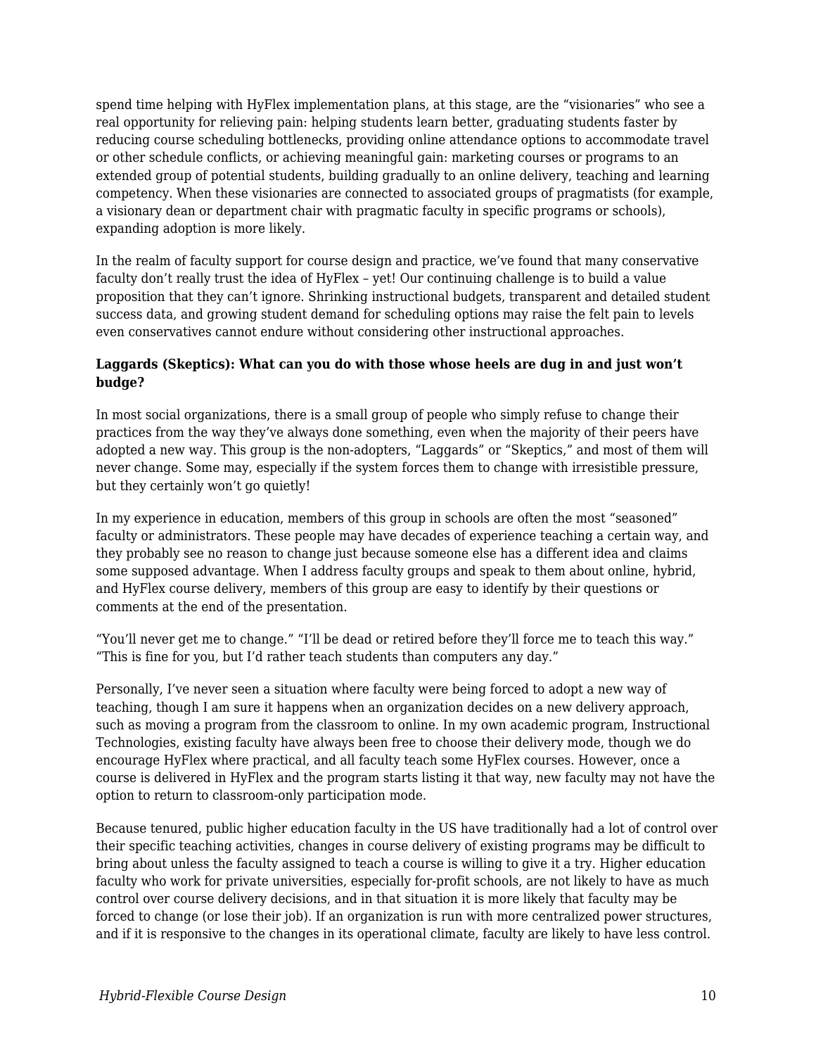spend time helping with HyFlex implementation plans, at this stage, are the “visionaries” who see a real opportunity for relieving pain: helping students learn better, graduating students faster by reducing course scheduling bottlenecks, providing online attendance options to accommodate travel or other schedule conflicts, or achieving meaningful gain: marketing courses or programs to an extended group of potential students, building gradually to an online delivery, teaching and learning competency. When these visionaries are connected to associated groups of pragmatists (for example, a visionary dean or department chair with pragmatic faculty in specific programs or schools), expanding adoption is more likely.

In the realm of faculty support for course design and practice, we’ve found that many conservative faculty don’t really trust the idea of HyFlex – yet! Our continuing challenge is to build a value proposition that they can’t ignore. Shrinking instructional budgets, transparent and detailed student success data, and growing student demand for scheduling options may raise the felt pain to levels even conservatives cannot endure without considering other instructional approaches.

**Laggards (Skeptics): What can you do with those whose heels are dug in and just won’t budge?**

In most social organizations, there is a small group of people who simply refuse to change their practices from the way they’ve always done something, even when the majority of their peers have adopted a new way. This group is the non-adopters, “Laggards” or “Skeptics,” and most of them will never change. Some may, especially if the system forces them to change with irresistible pressure, but they certainly won’t go quietly!

In my experience in education, members of this group in schools are often the most “seasoned” faculty or administrators. These people may have decades of experience teaching a certain way, and they probably see no reason to change just because someone else has a different idea and claims some supposed advantage. When I address faculty groups and speak to them about online, hybrid, and HyFlex course delivery, members of this group are easy to identify by their questions or comments at the end of the presentation.

“You’ll never get me to change.” “I’ll be dead or retired before they’ll force me to teach this way.” “This is fine for you, but I’d rather teach students than computers any day.”

Personally, I’ve never seen a situation where faculty were being forced to adopt a new way of teaching, though I am sure it happens when an organization decides on a new delivery approach, such as moving a program from the classroom to online. In my own academic program, Instructional Technologies, existing faculty have always been free to choose their delivery mode, though we do encourage HyFlex where practical, and all faculty teach some HyFlex courses. However, once a course is delivered in HyFlex and the program starts listing it that way, new faculty may not have the option to return to classroom-only participation mode.

Because tenured, public higher education faculty in the US have traditionally had a lot of control over their specific teaching activities, changes in course delivery of existing programs may be difficult to bring about unless the faculty assigned to teach a course is willing to give it a try. Higher education faculty who work for private universities, especially for-profit schools, are not likely to have as much control over course delivery decisions, and in that situation it is more likely that faculty may be forced to change (or lose their job). If an organization is run with more centralized power structures, and if it is responsive to the changes in its operational climate, faculty are likely to have less control.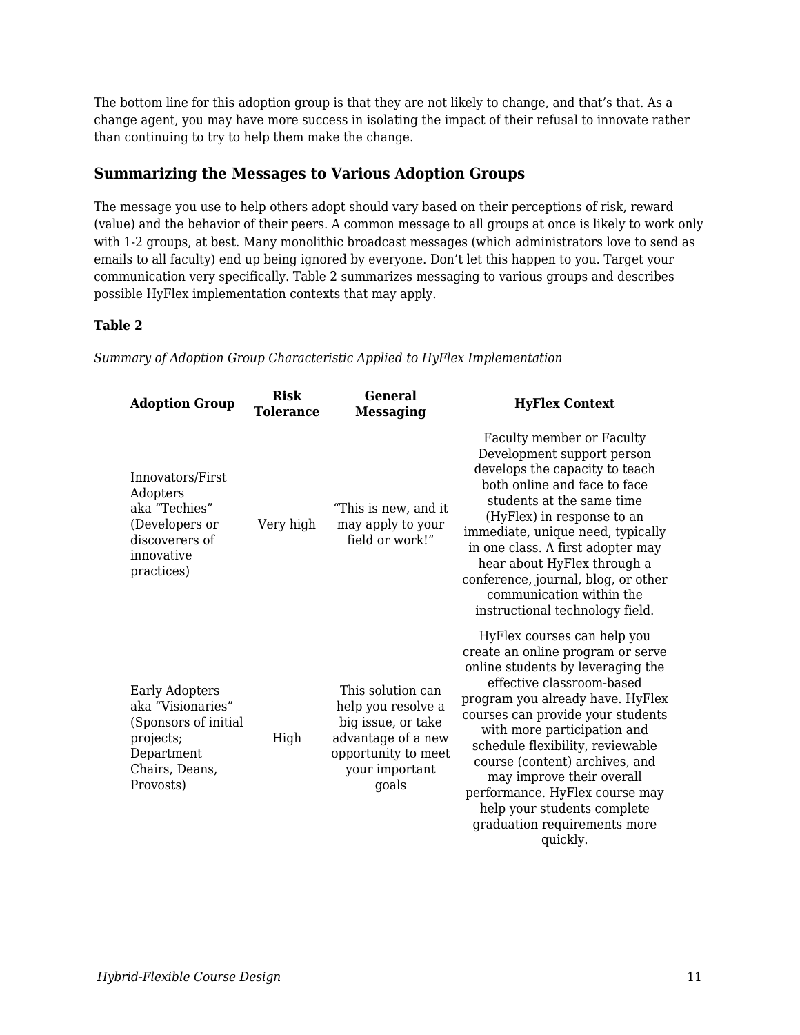The bottom line for this adoption group is that they are not likely to change, and that's that. As a change agent, you may have more success in isolating the impact of their refusal to innovate rather than continuing to try to help them make the change.

### Summarizing the Messages to Various Adoption Groups

The message you use to help others adopt should vary based on their perceptions of risk, reward (value) and the behavior of their peers. A common message to all groups at once is likely to work only with 1-2 groups, at best. Many monolithic broadcast messages (which administrators love to send as emails to all faculty) end up being ignored by everyone. Don't let this happen to you. Target your communication very specifically. Table 2 summarizes messaging to various groups and describes possible HyFlex implementation contexts that may apply.

**Table 2**

*Summary of Adoption Group Characteristic Applied to HyFlex Implementation*

| Adoption Group | Risk Tolerance | General Messaging | HyFlex Context |
|---|---|---|---|
| Innovators/First Adopters aka "Techies" (Developers or discoverers of innovative practices) | Very high | "This is new, and it may apply to your field or work!" | Faculty member or Faculty Development support person develops the capacity to teach both online and face to face students at the same time (HyFlex) in response to an immediate, unique need, typically in one class. A first adopter may hear about HyFlex through a conference, journal, blog, or other communication within the instructional technology field. |
| Early Adopters aka "Visionaries" (Sponsors of initial projects; Department Chairs, Deans, Provosts) | High | This solution can help you resolve a big issue, or take advantage of a new opportunity to meet your important goals | HyFlex courses can help you create an online program or serve online students by leveraging the effective classroom-based program you already have. HyFlex courses can provide your students with more participation and schedule flexibility, reviewable course (content) archives, and may improve their overall performance. HyFlex course may help your students complete graduation requirements more quickly. |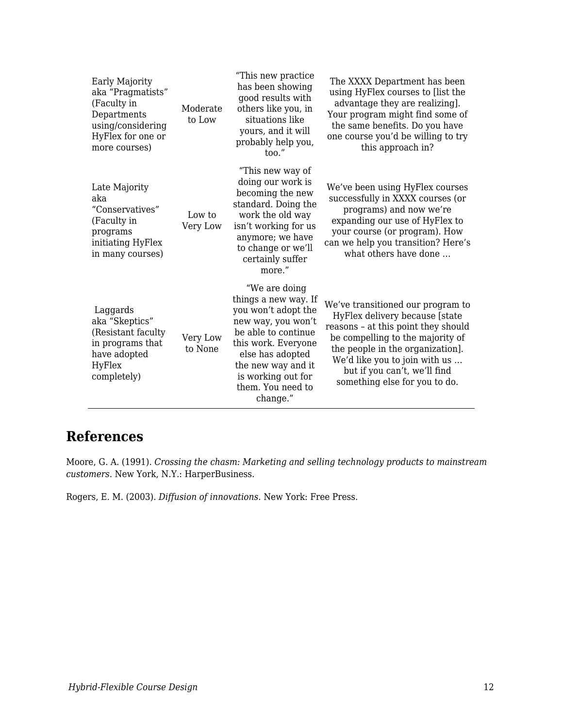| | | | |
|---|---|---|---|
| Early Majority aka “Pragmatists” (Faculty in Departments using/considering HyFlex for one or more courses) | Moderate to Low | “This new practice has been showing good results with others like you, in situations like yours, and it will probably help you, too.” | The XXXX Department has been using HyFlex courses to [list the advantage they are realizing]. Your program might find some of the same benefits. Do you have one course you’d be willing to try this approach in? |
| Late Majority aka “Conservatives” (Faculty in programs initiating HyFlex in many courses) | Low to Very Low | “This new way of doing our work is becoming the new standard. Doing the work the old way isn’t working for us anymore; we have to change or we’ll certainly suffer more.” | We’ve been using HyFlex courses successfully in XXXX courses (or programs) and now we’re expanding our use of HyFlex to your course (or program). How can we help you transition? Here’s what others have done … |
| Laggards aka “Skeptics” (Resistant faculty in programs that have adopted HyFlex completely) | Very Low to None | “We are doing things a new way. If you won’t adopt the new way, you won’t be able to continue this work. Everyone else has adopted the new way and it is working out for them. You need to change.” | We’ve transitioned our program to HyFlex delivery because [state reasons – at this point they should be compelling to the majority of the people in the organization]. We’d like you to join with us … but if you can’t, we’ll find something else for you to do. |

## References

Moore, G. A. (1991). *Crossing the chasm: Marketing and selling technology products to mainstream customers*. New York, N.Y.: HarperBusiness.

Rogers, E. M. (2003). *Diffusion of innovations*. New York: Free Press.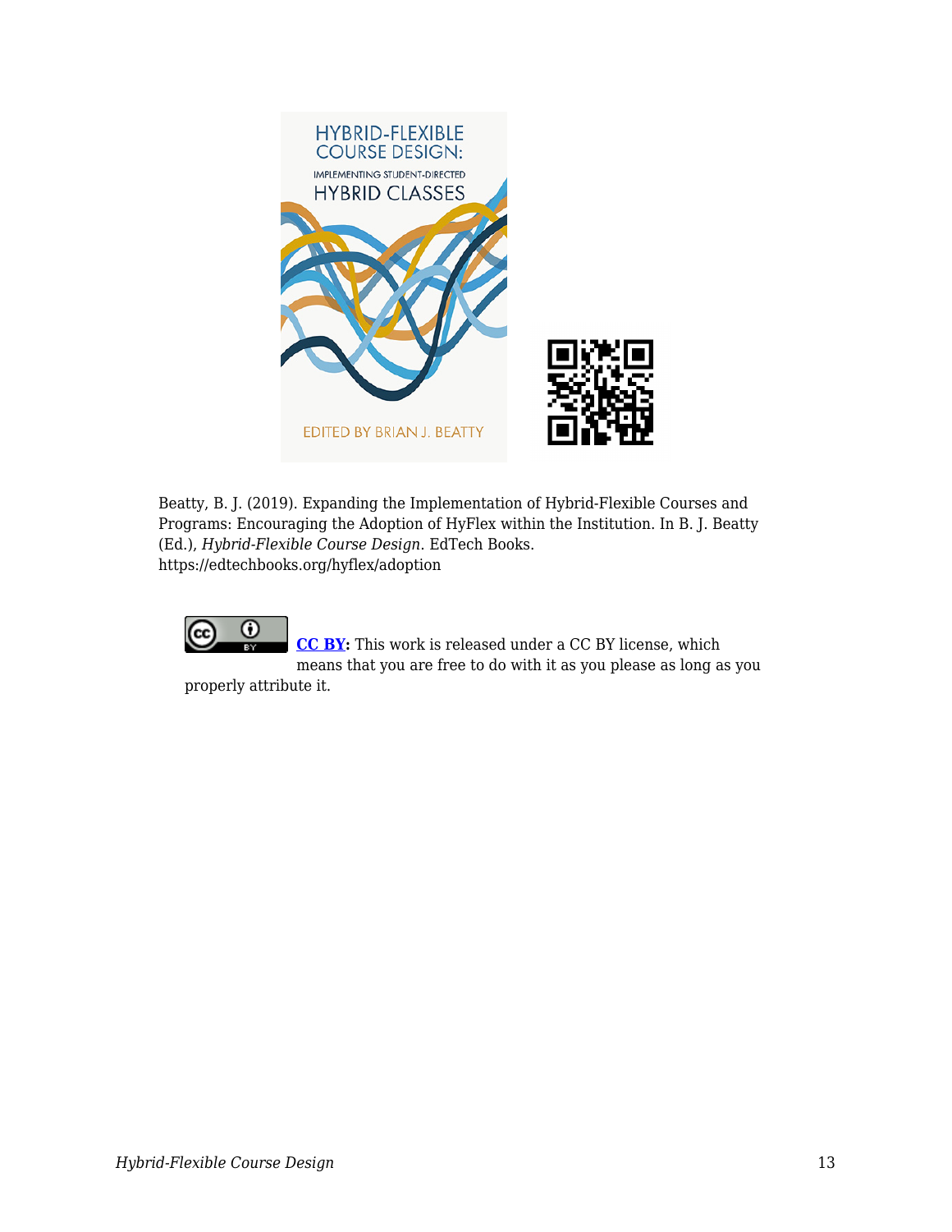Beatty, B. J. (2019). Expanding the Implementation of Hybrid-Flexible Courses and Programs: Encouraging the Adoption of HyFlex within the Institution. In B. J. Beatty (Ed.), *Hybrid-Flexible Course Design*. EdTech Books. https://edtechbooks.org/hyflex/adoption

**CC BY:** This work is released under a CC BY license, which means that you are free to do with it as you please as long as you properly attribute it.